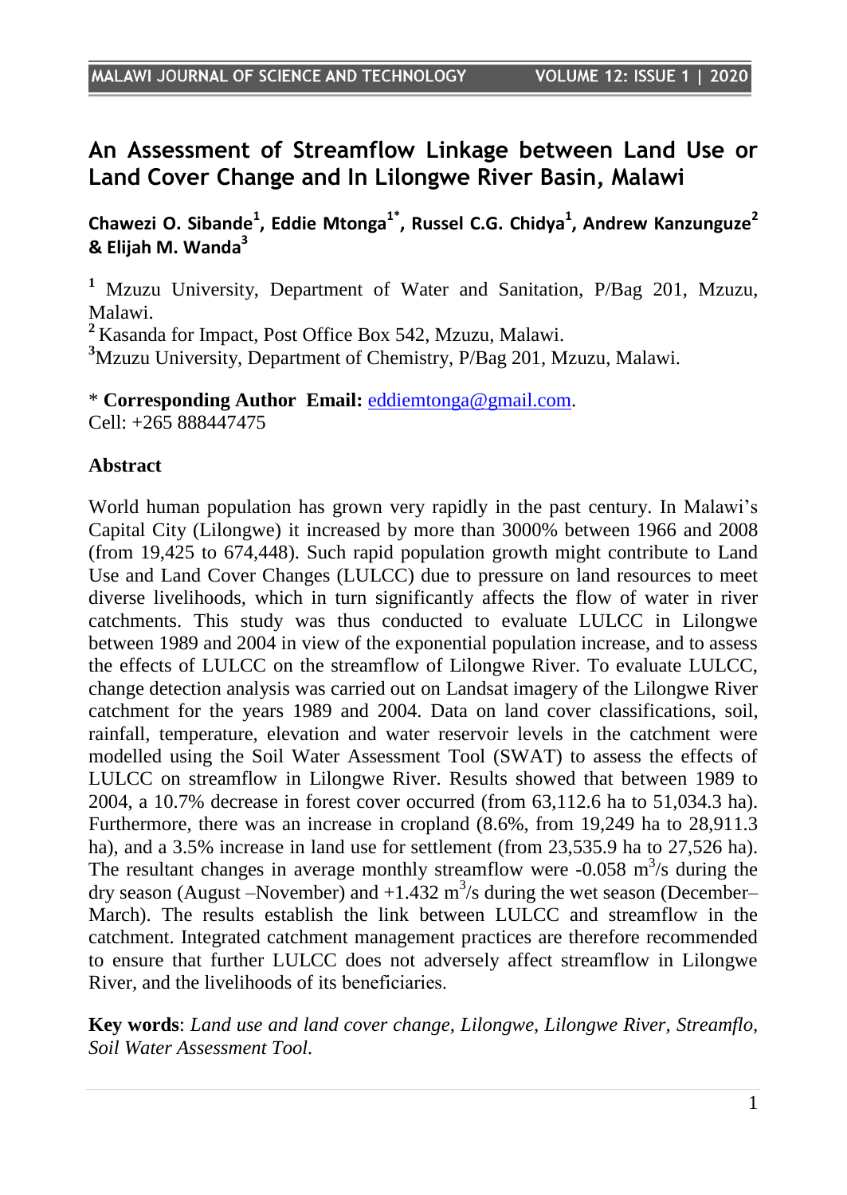# An Assessment of Streamflow Linkage between Land Use or Land Cover Change and In Lilongwe River Basin, Malawi

**Chawezi O. Sibande[1], Eddie Mtonga[1*], Russel C.G. Chidya[1], Andrew Kanzunguze[2] & Elijah M. Wanda[3]**

[1] Mzuzu University, Department of Water and Sanitation, P/Bag 201, Mzuzu, Malawi.

[2] Kasanda for Impact, Post Office Box 542, Mzuzu, Malawi.

[3] Mzuzu University, Department of Chemistry, P/Bag 201, Mzuzu, Malawi.

\* **Corresponding Author Email:** eddiemtonga@gmail.com.
Cell: +265 888447475

## Abstract

World human population has grown very rapidly in the past century. In Malawi's Capital City (Lilongwe) it increased by more than 3000% between 1966 and 2008 (from 19,425 to 674,448). Such rapid population growth might contribute to Land Use and Land Cover Changes (LULCC) due to pressure on land resources to meet diverse livelihoods, which in turn significantly affects the flow of water in river catchments. This study was thus conducted to evaluate LULCC in Lilongwe between 1989 and 2004 in view of the exponential population increase, and to assess the effects of LULCC on the streamflow of Lilongwe River. To evaluate LULCC, change detection analysis was carried out on Landsat imagery of the Lilongwe River catchment for the years 1989 and 2004. Data on land cover classifications, soil, rainfall, temperature, elevation and water reservoir levels in the catchment were modelled using the Soil Water Assessment Tool (SWAT) to assess the effects of LULCC on streamflow in Lilongwe River. Results showed that between 1989 to 2004, a 10.7% decrease in forest cover occurred (from 63,112.6 ha to 51,034.3 ha). Furthermore, there was an increase in cropland (8.6%, from 19,249 ha to 28,911.3 ha), and a 3.5% increase in land use for settlement (from 23,535.9 ha to 27,526 ha). The resultant changes in average monthly streamflow were -0.058 $m^3$/s during the dry season (August –November) and +1.432 $m^3$/s during the wet season (December–March). The results establish the link between LULCC and streamflow in the catchment. Integrated catchment management practices are therefore recommended to ensure that further LULCC does not adversely affect streamflow in Lilongwe River, and the livelihoods of its beneficiaries.

**Key words**: *Land use and land cover change, Lilongwe, Lilongwe River, Streamflo, Soil Water Assessment Tool.*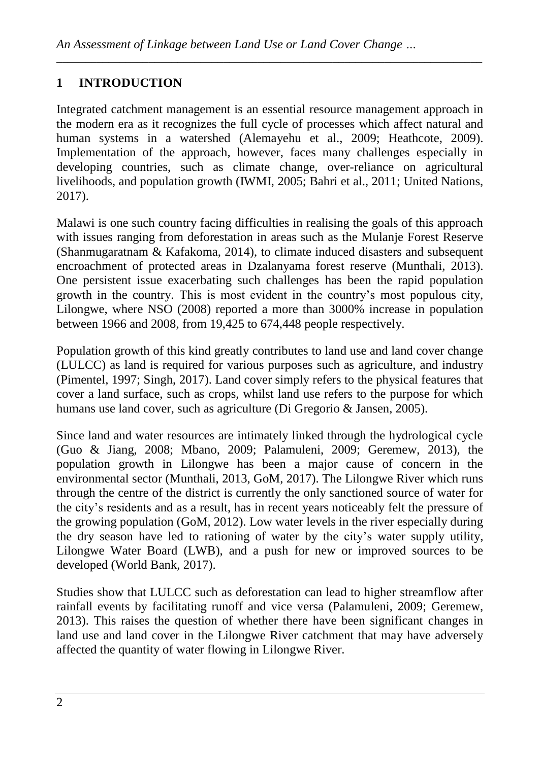# 1 INTRODUCTION

Integrated catchment management is an essential resource management approach in the modern era as it recognizes the full cycle of processes which affect natural and human systems in a watershed (Alemayehu et al., 2009; Heathcote, 2009). Implementation of the approach, however, faces many challenges especially in developing countries, such as climate change, over-reliance on agricultural livelihoods, and population growth (IWMI, 2005; Bahri et al., 2011; United Nations, 2017).

Malawi is one such country facing difficulties in realising the goals of this approach with issues ranging from deforestation in areas such as the Mulanje Forest Reserve (Shanmugaratnam & Kafakoma, 2014), to climate induced disasters and subsequent encroachment of protected areas in Dzalanyama forest reserve (Munthali, 2013). One persistent issue exacerbating such challenges has been the rapid population growth in the country. This is most evident in the country's most populous city, Lilongwe, where NSO (2008) reported a more than 3000% increase in population between 1966 and 2008, from 19,425 to 674,448 people respectively.

Population growth of this kind greatly contributes to land use and land cover change (LULCC) as land is required for various purposes such as agriculture, and industry (Pimentel, 1997; Singh, 2017). Land cover simply refers to the physical features that cover a land surface, such as crops, whilst land use refers to the purpose for which humans use land cover, such as agriculture (Di Gregorio & Jansen, 2005).

Since land and water resources are intimately linked through the hydrological cycle (Guo & Jiang, 2008; Mbano, 2009; Palamuleni, 2009; Geremew, 2013), the population growth in Lilongwe has been a major cause of concern in the environmental sector (Munthali, 2013, GoM, 2017). The Lilongwe River which runs through the centre of the district is currently the only sanctioned source of water for the city's residents and as a result, has in recent years noticeably felt the pressure of the growing population (GoM, 2012). Low water levels in the river especially during the dry season have led to rationing of water by the city's water supply utility, Lilongwe Water Board (LWB), and a push for new or improved sources to be developed (World Bank, 2017).

Studies show that LULCC such as deforestation can lead to higher streamflow after rainfall events by facilitating runoff and vice versa (Palamuleni, 2009; Geremew, 2013). This raises the question of whether there have been significant changes in land use and land cover in the Lilongwe River catchment that may have adversely affected the quantity of water flowing in Lilongwe River.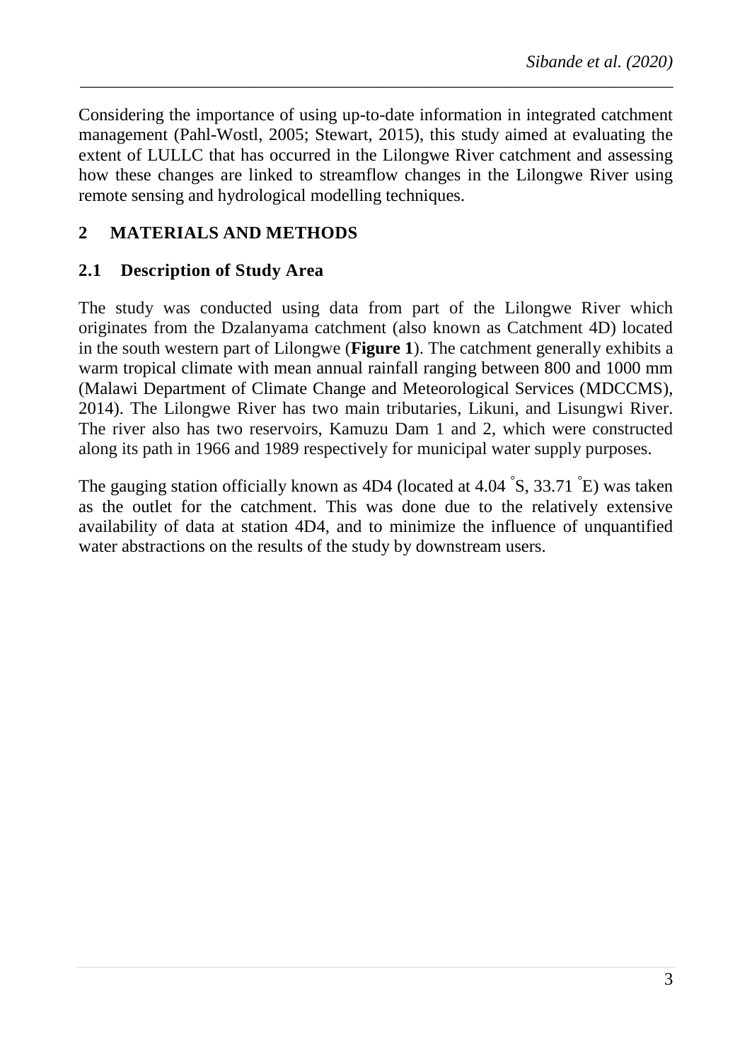Considering the importance of using up-to-date information in integrated catchment management (Pahl-Wostl, 2005; Stewart, 2015), this study aimed at evaluating the extent of LULLC that has occurred in the Lilongwe River catchment and assessing how these changes are linked to streamflow changes in the Lilongwe River using remote sensing and hydrological modelling techniques.

## 2 MATERIALS AND METHODS

### 2.1 Description of Study Area

The study was conducted using data from part of the Lilongwe River which originates from the Dzalanyama catchment (also known as Catchment 4D) located in the south western part of Lilongwe (**Figure 1**). The catchment generally exhibits a warm tropical climate with mean annual rainfall ranging between 800 and 1000 mm (Malawi Department of Climate Change and Meteorological Services (MDCCMS), 2014). The Lilongwe River has two main tributaries, Likuni, and Lisungwi River. The river also has two reservoirs, Kamuzu Dam 1 and 2, which were constructed along its path in 1966 and 1989 respectively for municipal water supply purposes.

The gauging station officially known as 4D4 (located at 4.04 °S, 33.71 °E) was taken as the outlet for the catchment. This was done due to the relatively extensive availability of data at station 4D4, and to minimize the influence of unquantified water abstractions on the results of the study by downstream users.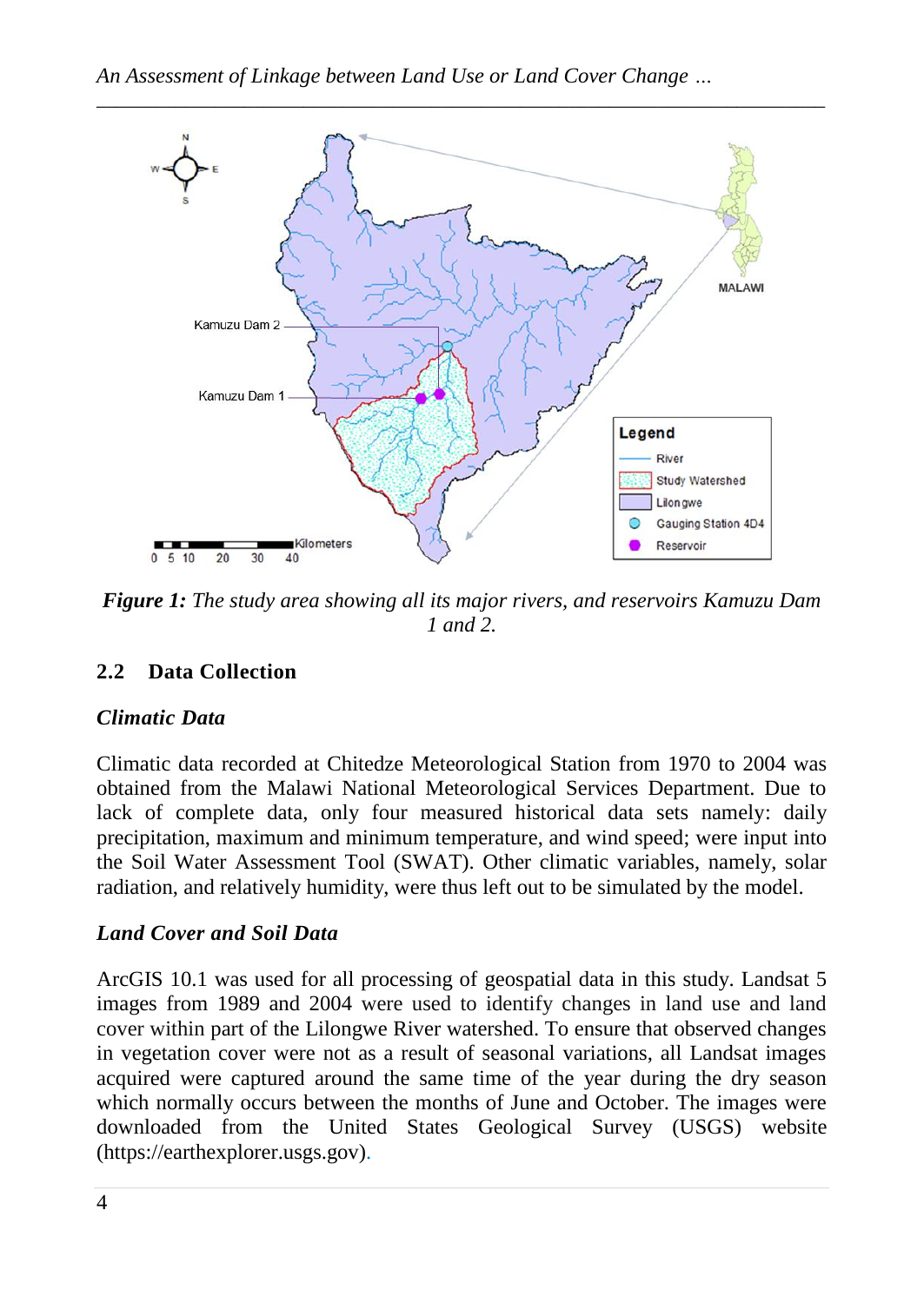***Figure 1:*** *The study area showing all its major rivers, and reservoirs Kamuzu Dam 1 and 2.*

## 2.2 Data Collection

### *Climatic Data*

Climatic data recorded at Chitedze Meteorological Station from 1970 to 2004 was obtained from the Malawi National Meteorological Services Department. Due to lack of complete data, only four measured historical data sets namely: daily precipitation, maximum and minimum temperature, and wind speed; were input into the Soil Water Assessment Tool (SWAT). Other climatic variables, namely, solar radiation, and relatively humidity, were thus left out to be simulated by the model.

### *Land Cover and Soil Data*

ArcGIS 10.1 was used for all processing of geospatial data in this study. Landsat 5 images from 1989 and 2004 were used to identify changes in land use and land cover within part of the Lilongwe River watershed. To ensure that observed changes in vegetation cover were not as a result of seasonal variations, all Landsat images acquired were captured around the same time of the year during the dry season which normally occurs between the months of June and October. The images were downloaded from the United States Geological Survey (USGS) website (https://earthexplorer.usgs.gov).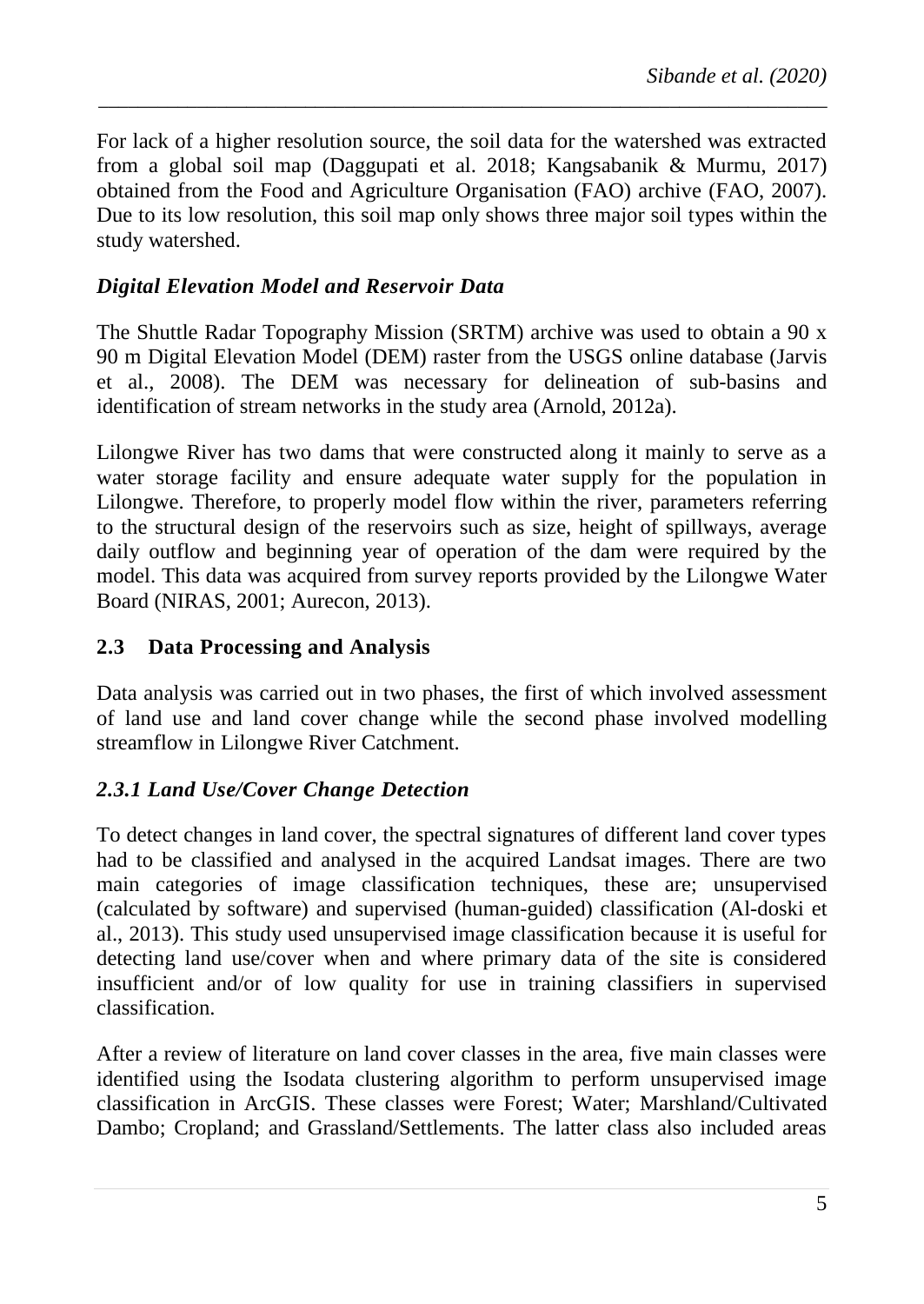For lack of a higher resolution source, the soil data for the watershed was extracted from a global soil map (Daggupati et al. 2018; Kangsabanik & Murmu, 2017) obtained from the Food and Agriculture Organisation (FAO) archive (FAO, 2007). Due to its low resolution, this soil map only shows three major soil types within the study watershed.

### *Digital Elevation Model and Reservoir Data*

The Shuttle Radar Topography Mission (SRTM) archive was used to obtain a 90 x 90 m Digital Elevation Model (DEM) raster from the USGS online database (Jarvis et al., 2008). The DEM was necessary for delineation of sub-basins and identification of stream networks in the study area (Arnold, 2012a).

Lilongwe River has two dams that were constructed along it mainly to serve as a water storage facility and ensure adequate water supply for the population in Lilongwe. Therefore, to properly model flow within the river, parameters referring to the structural design of the reservoirs such as size, height of spillways, average daily outflow and beginning year of operation of the dam were required by the model. This data was acquired from survey reports provided by the Lilongwe Water Board (NIRAS, 2001; Aurecon, 2013).

## 2.3 Data Processing and Analysis

Data analysis was carried out in two phases, the first of which involved assessment of land use and land cover change while the second phase involved modelling streamflow in Lilongwe River Catchment.

### *2.3.1 Land Use/Cover Change Detection*

To detect changes in land cover, the spectral signatures of different land cover types had to be classified and analysed in the acquired Landsat images. There are two main categories of image classification techniques, these are; unsupervised (calculated by software) and supervised (human-guided) classification (Al-doski et al., 2013). This study used unsupervised image classification because it is useful for detecting land use/cover when and where primary data of the site is considered insufficient and/or of low quality for use in training classifiers in supervised classification.

After a review of literature on land cover classes in the area, five main classes were identified using the Isodata clustering algorithm to perform unsupervised image classification in ArcGIS. These classes were Forest; Water; Marshland/Cultivated Dambo; Cropland; and Grassland/Settlements. The latter class also included areas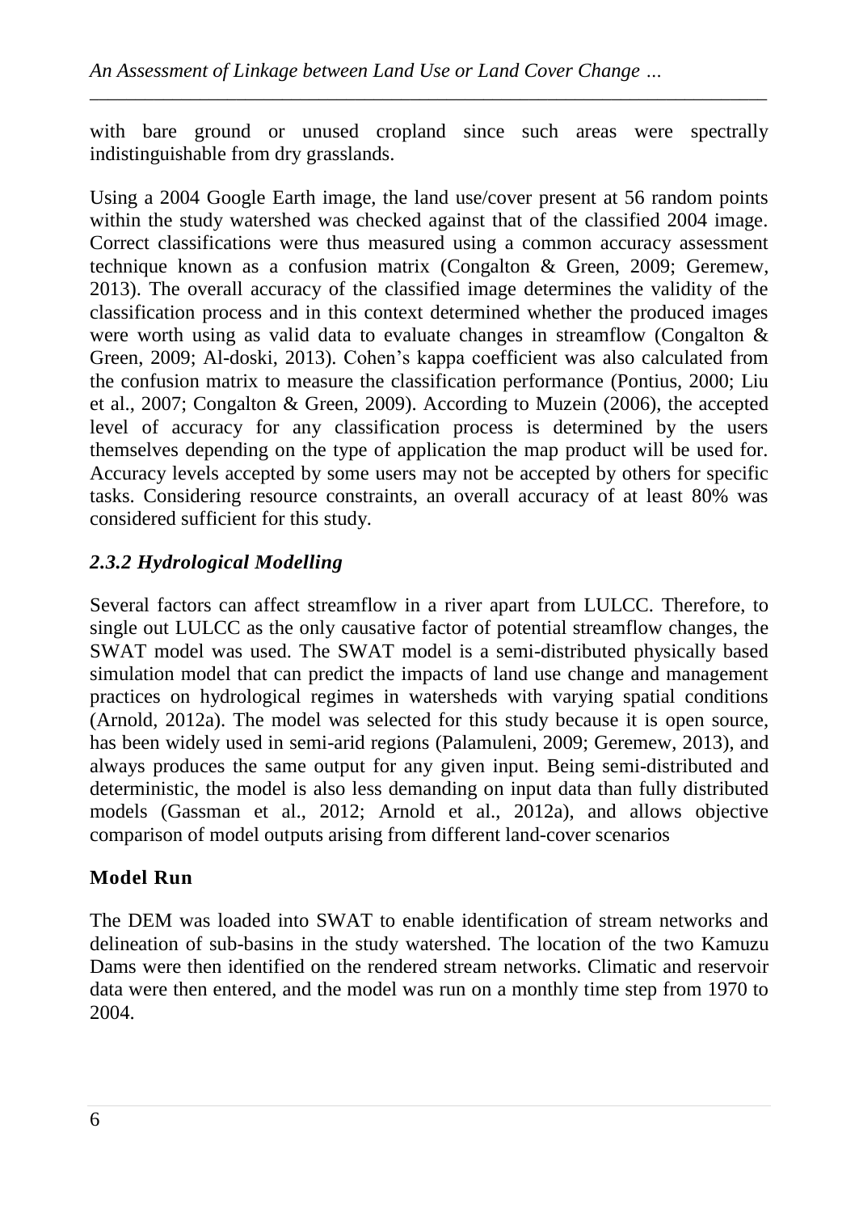with bare ground or unused cropland since such areas were spectrally indistinguishable from dry grasslands.

Using a 2004 Google Earth image, the land use/cover present at 56 random points within the study watershed was checked against that of the classified 2004 image. Correct classifications were thus measured using a common accuracy assessment technique known as a confusion matrix (Congalton & Green, 2009; Geremew, 2013). The overall accuracy of the classified image determines the validity of the classification process and in this context determined whether the produced images were worth using as valid data to evaluate changes in streamflow (Congalton & Green, 2009; Al-doski, 2013). Cohen's kappa coefficient was also calculated from the confusion matrix to measure the classification performance (Pontius, 2000; Liu et al., 2007; Congalton & Green, 2009). According to Muzein (2006), the accepted level of accuracy for any classification process is determined by the users themselves depending on the type of application the map product will be used for. Accuracy levels accepted by some users may not be accepted by others for specific tasks. Considering resource constraints, an overall accuracy of at least 80% was considered sufficient for this study.

### *2.3.2 Hydrological Modelling*

Several factors can affect streamflow in a river apart from LULCC. Therefore, to single out LULCC as the only causative factor of potential streamflow changes, the SWAT model was used. The SWAT model is a semi-distributed physically based simulation model that can predict the impacts of land use change and management practices on hydrological regimes in watersheds with varying spatial conditions (Arnold, 2012a). The model was selected for this study because it is open source, has been widely used in semi-arid regions (Palamuleni, 2009; Geremew, 2013), and always produces the same output for any given input. Being semi-distributed and deterministic, the model is also less demanding on input data than fully distributed models (Gassman et al., 2012; Arnold et al., 2012a), and allows objective comparison of model outputs arising from different land-cover scenarios

**Model Run**

The DEM was loaded into SWAT to enable identification of stream networks and delineation of sub-basins in the study watershed. The location of the two Kamuzu Dams were then identified on the rendered stream networks. Climatic and reservoir data were then entered, and the model was run on a monthly time step from 1970 to 2004.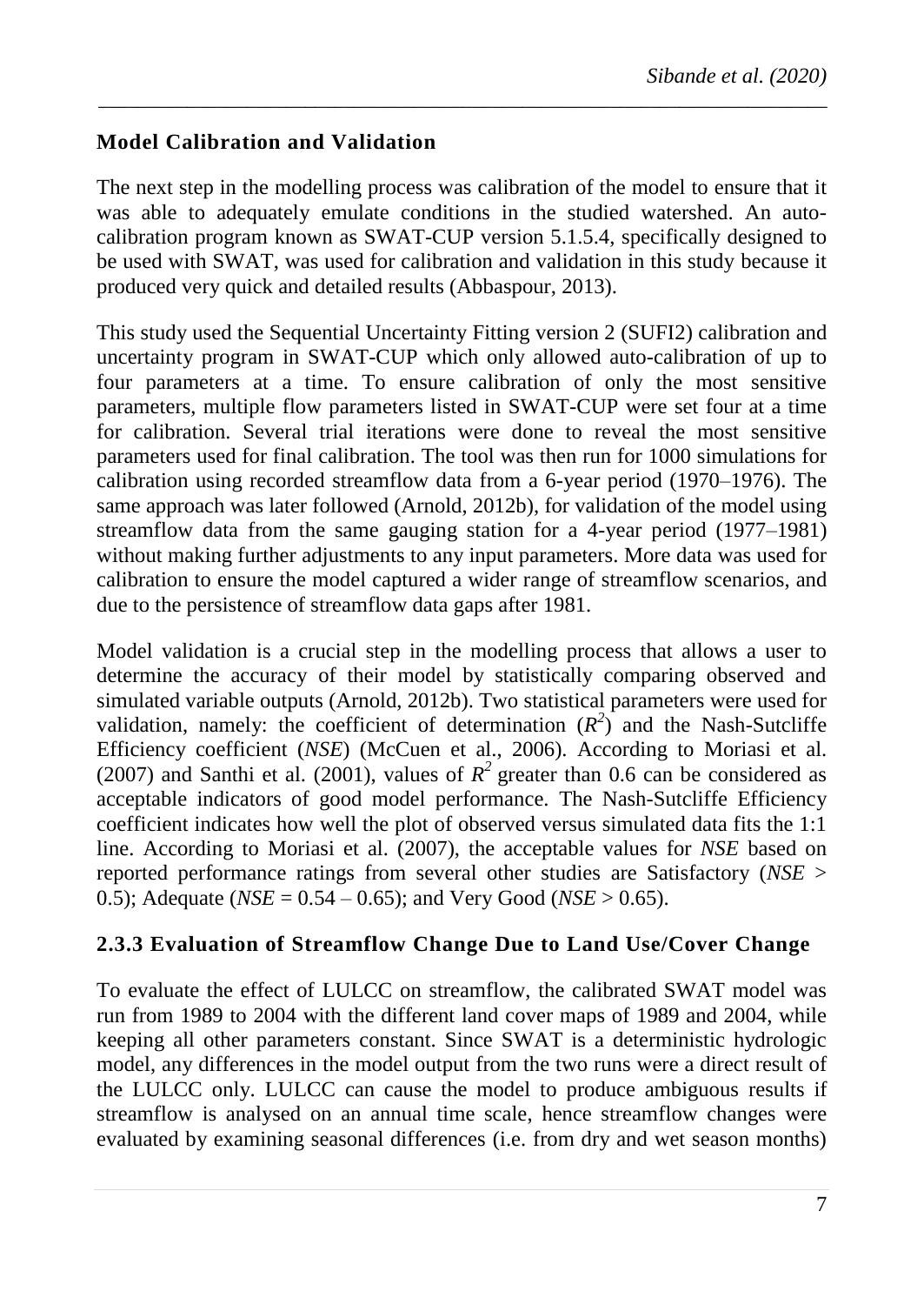## Model Calibration and Validation

The next step in the modelling process was calibration of the model to ensure that it was able to adequately emulate conditions in the studied watershed. An auto-calibration program known as SWAT-CUP version 5.1.5.4, specifically designed to be used with SWAT, was used for calibration and validation in this study because it produced very quick and detailed results (Abbaspour, 2013).

This study used the Sequential Uncertainty Fitting version 2 (SUFI2) calibration and uncertainty program in SWAT-CUP which only allowed auto-calibration of up to four parameters at a time. To ensure calibration of only the most sensitive parameters, multiple flow parameters listed in SWAT-CUP were set four at a time for calibration. Several trial iterations were done to reveal the most sensitive parameters used for final calibration. The tool was then run for 1000 simulations for calibration using recorded streamflow data from a 6-year period (1970–1976). The same approach was later followed (Arnold, 2012b), for validation of the model using streamflow data from the same gauging station for a 4-year period (1977–1981) without making further adjustments to any input parameters. More data was used for calibration to ensure the model captured a wider range of streamflow scenarios, and due to the persistence of streamflow data gaps after 1981.

Model validation is a crucial step in the modelling process that allows a user to determine the accuracy of their model by statistically comparing observed and simulated variable outputs (Arnold, 2012b). Two statistical parameters were used for validation, namely: the coefficient of determination ($R^2$) and the Nash-Sutcliffe Efficiency coefficient (*NSE*) (McCuen et al., 2006). According to Moriasi et al. (2007) and Santhi et al. (2001), values of $R^2$ greater than 0.6 can be considered as acceptable indicators of good model performance. The Nash-Sutcliffe Efficiency coefficient indicates how well the plot of observed versus simulated data fits the 1:1 line. According to Moriasi et al. (2007), the acceptable values for *NSE* based on reported performance ratings from several other studies are Satisfactory ($NSE > 0.5$); Adequate ($NSE = 0.54 – 0.65$); and Very Good ($NSE > 0.65$).

### 2.3.3 Evaluation of Streamflow Change Due to Land Use/Cover Change

To evaluate the effect of LULCC on streamflow, the calibrated SWAT model was run from 1989 to 2004 with the different land cover maps of 1989 and 2004, while keeping all other parameters constant. Since SWAT is a deterministic hydrologic model, any differences in the model output from the two runs were a direct result of the LULCC only. LULCC can cause the model to produce ambiguous results if streamflow is analysed on an annual time scale, hence streamflow changes were evaluated by examining seasonal differences (i.e. from dry and wet season months)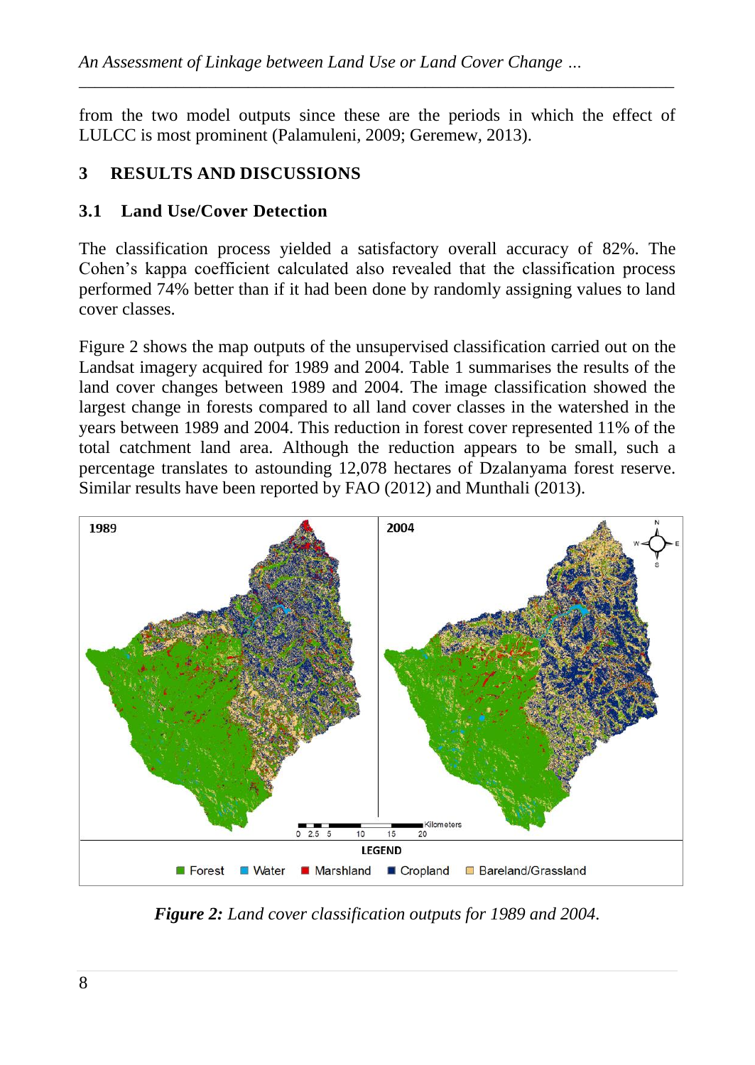from the two model outputs since these are the periods in which the effect of LULCC is most prominent (Palamuleni, 2009; Geremew, 2013).

## 3 RESULTS AND DISCUSSIONS

### 3.1 Land Use/Cover Detection

The classification process yielded a satisfactory overall accuracy of 82%. The Cohen's kappa coefficient calculated also revealed that the classification process performed 74% better than if it had been done by randomly assigning values to land cover classes.

Figure 2 shows the map outputs of the unsupervised classification carried out on the Landsat imagery acquired for 1989 and 2004. Table 1 summarises the results of the land cover changes between 1989 and 2004. The image classification showed the largest change in forests compared to all land cover classes in the watershed in the years between 1989 and 2004. This reduction in forest cover represented 11% of the total catchment land area. Although the reduction appears to be small, such a percentage translates to astounding 12,078 hectares of Dzalanyama forest reserve. Similar results have been reported by FAO (2012) and Munthali (2013).

*Figure 2: Land cover classification outputs for 1989 and 2004.*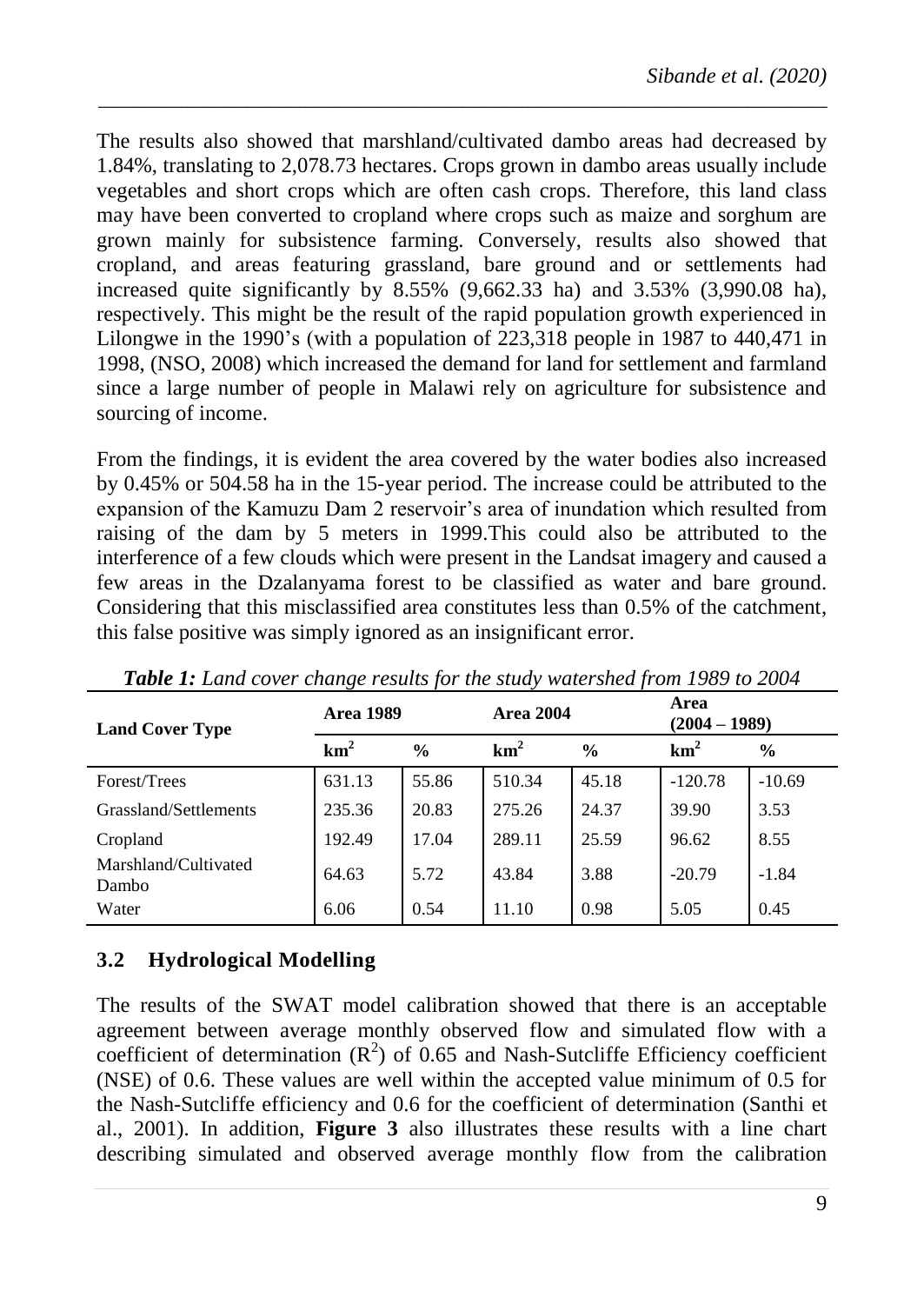The results also showed that marshland/cultivated dambo areas had decreased by 1.84%, translating to 2,078.73 hectares. Crops grown in dambo areas usually include vegetables and short crops which are often cash crops. Therefore, this land class may have been converted to cropland where crops such as maize and sorghum are grown mainly for subsistence farming. Conversely, results also showed that cropland, and areas featuring grassland, bare ground and or settlements had increased quite significantly by 8.55% (9,662.33 ha) and 3.53% (3,990.08 ha), respectively. This might be the result of the rapid population growth experienced in Lilongwe in the 1990's (with a population of 223,318 people in 1987 to 440,471 in 1998, (NSO, 2008) which increased the demand for land for settlement and farmland since a large number of people in Malawi rely on agriculture for subsistence and sourcing of income.

From the findings, it is evident the area covered by the water bodies also increased by 0.45% or 504.58 ha in the 15-year period. The increase could be attributed to the expansion of the Kamuzu Dam 2 reservoir's area of inundation which resulted from raising of the dam by 5 meters in 1999.This could also be attributed to the interference of a few clouds which were present in the Landsat imagery and caused a few areas in the Dzalanyama forest to be classified as water and bare ground. Considering that this misclassified area constitutes less than 0.5% of the catchment, this false positive was simply ignored as an insignificant error.

***Table 1:*** *Land cover change results for the study watershed from 1989 to 2004*

| Land Cover Type | Area 1989 | | Area 2004 | | Area (2004 – 1989) | |
|---|---|---|---|---|---|---|
| | $km^2$ | % | $km^2$ | % | $km^2$ | % |
| Forest/Trees | 631.13 | 55.86 | 510.34 | 45.18 | -120.78 | -10.69 |
| Grassland/Settlements | 235.36 | 20.83 | 275.26 | 24.37 | 39.90 | 3.53 |
| Cropland | 192.49 | 17.04 | 289.11 | 25.59 | 96.62 | 8.55 |
| Marshland/Cultivated Dambo | 64.63 | 5.72 | 43.84 | 3.88 | -20.79 | -1.84 |
| Water | 6.06 | 0.54 | 11.10 | 0.98 | 5.05 | 0.45 |

### 3.2 Hydrological Modelling

The results of the SWAT model calibration showed that there is an acceptable agreement between average monthly observed flow and simulated flow with a coefficient of determination ($R^2$) of 0.65 and Nash-Sutcliffe Efficiency coefficient (NSE) of 0.6. These values are well within the accepted value minimum of 0.5 for the Nash-Sutcliffe efficiency and 0.6 for the coefficient of determination (Santhi et al., 2001). In addition, **Figure 3** also illustrates these results with a line chart describing simulated and observed average monthly flow from the calibration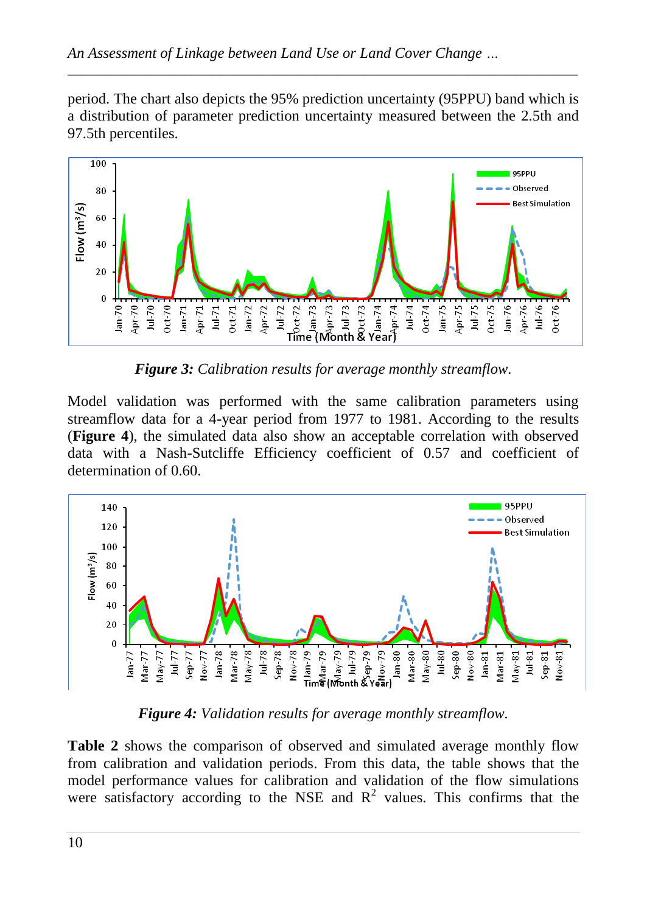period. The chart also depicts the 95% prediction uncertainty (95PPU) band which is a distribution of parameter prediction uncertainty measured between the 2.5th and 97.5th percentiles.

***Figure 3:*** *Calibration results for average monthly streamflow.*

Model validation was performed with the same calibration parameters using streamflow data for a 4-year period from 1977 to 1981. According to the results (**Figure 4**), the simulated data also show an acceptable correlation with observed data with a Nash-Sutcliffe Efficiency coefficient of 0.57 and coefficient of determination of 0.60.

***Figure 4:*** *Validation results for average monthly streamflow.*

**Table 2** shows the comparison of observed and simulated average monthly flow from calibration and validation periods. From this data, the table shows that the model performance values for calibration and validation of the flow simulations were satisfactory according to the NSE and $R^2$ values. This confirms that the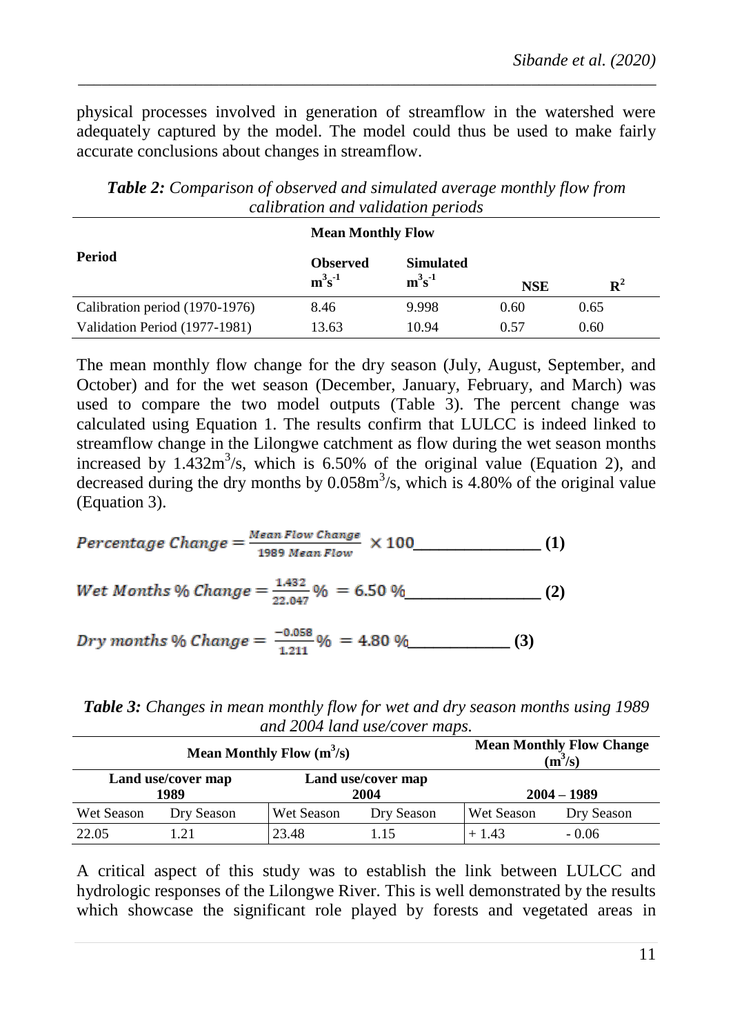physical processes involved in generation of streamflow in the watershed were adequately captured by the model. The model could thus be used to make fairly accurate conclusions about changes in streamflow.

***Table 2:*** *Comparison of observed and simulated average monthly flow from calibration and validation periods*

| Period | Mean Monthly Flow | | | |
|---|---|---|---|---|
| | Observed $m^3s^{-1}$ | Simulated $m^3s^{-1}$ | NSE | $R^2$ |
| Calibration period (1970-1976) | 8.46 | 9.998 | 0.60 | 0.65 |
| Validation Period (1977-1981) | 13.63 | 10.94 | 0.57 | 0.60 |

The mean monthly flow change for the dry season (July, August, September, and October) and for the wet season (December, January, February, and March) was used to compare the two model outputs (Table 3). The percent change was calculated using Equation 1. The results confirm that LULCC is indeed linked to streamflow change in the Lilongwe catchment as flow during the wet season months increased by $1.432 m^3/s$, which is 6.50% of the original value (Equation 2), and decreased during the dry months by $0.058 m^3/s$, which is 4.80% of the original value (Equation 3).

$$Percentage\ Change = \frac{Mean\ Flow\ Change}{1989\ Mean\ Flow} \times 100 \quad (1)$$

$$Wet\ Months\ \%\ Change = \frac{1.432}{22.047}\% = 6.50\ \% \quad (2)$$

$$Dry\ months\ \%\ Change = \frac{-0.058}{1.211}\% = 4.80\ \% \quad (3)$$

***Table 3:*** *Changes in mean monthly flow for wet and dry season months using 1989 and 2004 land use/cover maps.*

| Mean Monthly Flow ($m^3/s$) | | | | Mean Monthly Flow Change ($m^3/s$) | |
|---|---|---|---|---|---|
| Land use/cover map 1989 | | Land use/cover map 2004 | | 2004 – 1989 | |
| Wet Season | Dry Season | Wet Season | Dry Season | Wet Season | Dry Season |
| 22.05 | 1.21 | 23.48 | 1.15 | + 1.43 | - 0.06 |

A critical aspect of this study was to establish the link between LULCC and hydrologic responses of the Lilongwe River. This is well demonstrated by the results which showcase the significant role played by forests and vegetated areas in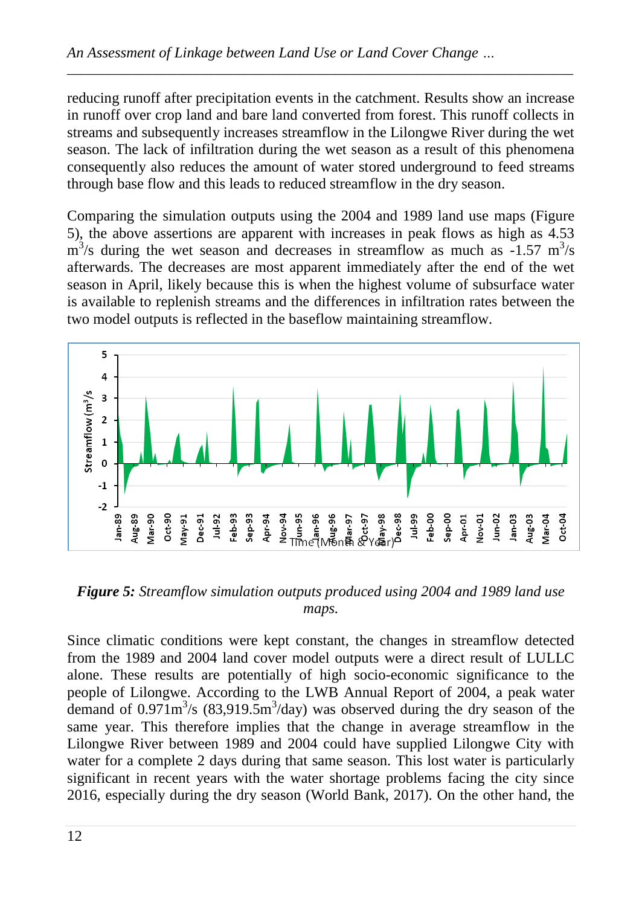reducing runoff after precipitation events in the catchment. Results show an increase in runoff over crop land and bare land converted from forest. This runoff collects in streams and subsequently increases streamflow in the Lilongwe River during the wet season. The lack of infiltration during the wet season as a result of this phenomena consequently also reduces the amount of water stored underground to feed streams through base flow and this leads to reduced streamflow in the dry season.

Comparing the simulation outputs using the 2004 and 1989 land use maps (Figure 5), the above assertions are apparent with increases in peak flows as high as 4.53 $m^3/s$ during the wet season and decreases in streamflow as much as -1.57 $m^3/s$ afterwards. The decreases are most apparent immediately after the end of the wet season in April, likely because this is when the highest volume of subsurface water is available to replenish streams and the differences in infiltration rates between the two model outputs is reflected in the baseflow maintaining streamflow.

***Figure 5:*** *Streamflow simulation outputs produced using 2004 and 1989 land use maps.*

Since climatic conditions were kept constant, the changes in streamflow detected from the 1989 and 2004 land cover model outputs were a direct result of LULLC alone. These results are potentially of high socio-economic significance to the people of Lilongwe. According to the LWB Annual Report of 2004, a peak water demand of $0.971 m^3/s$ ($83{,}919.5 m^3/day$) was observed during the dry season of the same year. This therefore implies that the change in average streamflow in the Lilongwe River between 1989 and 2004 could have supplied Lilongwe City with water for a complete 2 days during that same season. This lost water is particularly significant in recent years with the water shortage problems facing the city since 2016, especially during the dry season (World Bank, 2017). On the other hand, the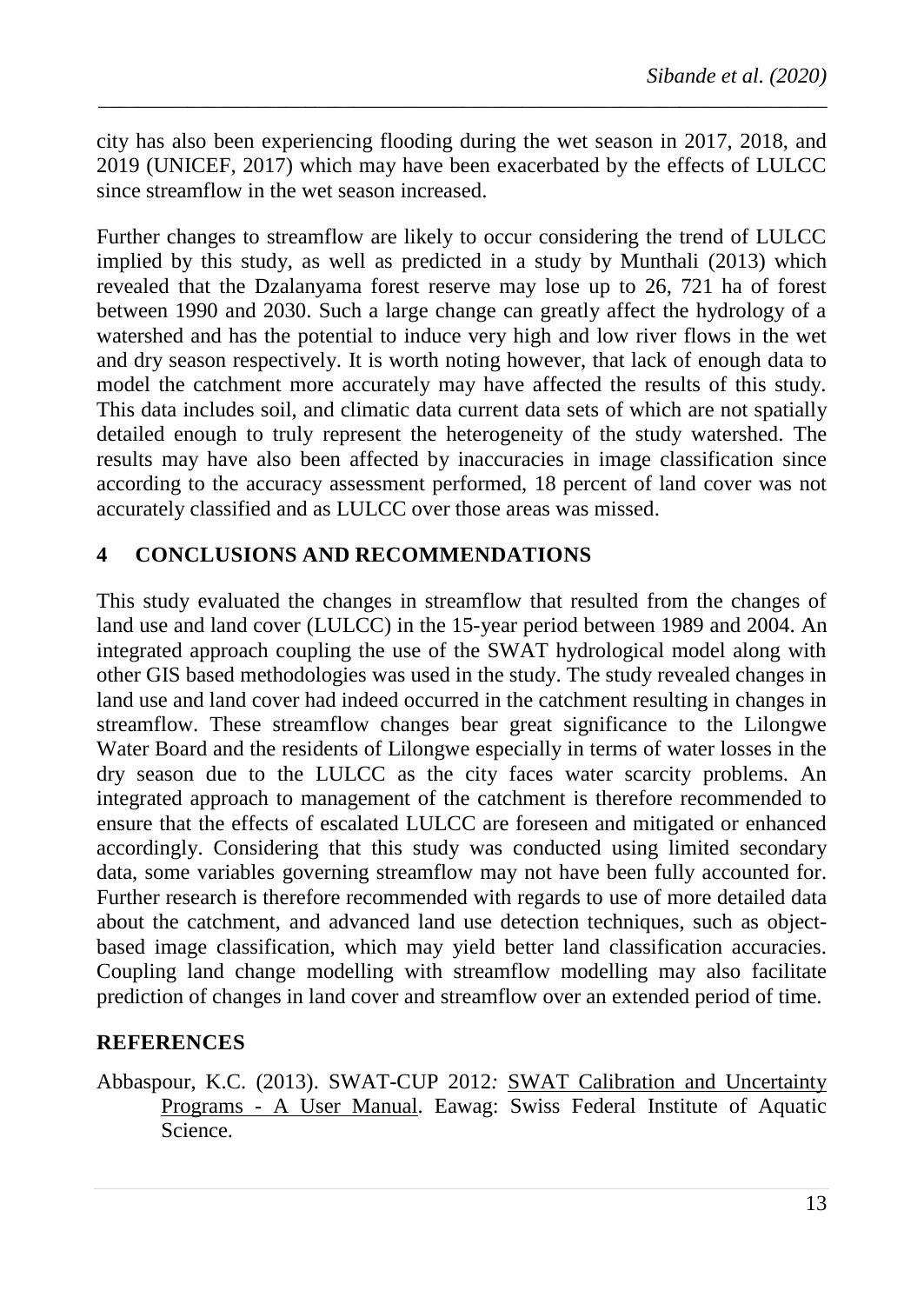city has also been experiencing flooding during the wet season in 2017, 2018, and 2019 (UNICEF, 2017) which may have been exacerbated by the effects of LULCC since streamflow in the wet season increased.

Further changes to streamflow are likely to occur considering the trend of LULCC implied by this study, as well as predicted in a study by Munthali (2013) which revealed that the Dzalanyama forest reserve may lose up to 26, 721 ha of forest between 1990 and 2030. Such a large change can greatly affect the hydrology of a watershed and has the potential to induce very high and low river flows in the wet and dry season respectively. It is worth noting however, that lack of enough data to model the catchment more accurately may have affected the results of this study. This data includes soil, and climatic data current data sets of which are not spatially detailed enough to truly represent the heterogeneity of the study watershed. The results may have also been affected by inaccuracies in image classification since according to the accuracy assessment performed, 18 percent of land cover was not accurately classified and as LULCC over those areas was missed.

## 4 CONCLUSIONS AND RECOMMENDATIONS

This study evaluated the changes in streamflow that resulted from the changes of land use and land cover (LULCC) in the 15-year period between 1989 and 2004. An integrated approach coupling the use of the SWAT hydrological model along with other GIS based methodologies was used in the study. The study revealed changes in land use and land cover had indeed occurred in the catchment resulting in changes in streamflow. These streamflow changes bear great significance to the Lilongwe Water Board and the residents of Lilongwe especially in terms of water losses in the dry season due to the LULCC as the city faces water scarcity problems. An integrated approach to management of the catchment is therefore recommended to ensure that the effects of escalated LULCC are foreseen and mitigated or enhanced accordingly. Considering that this study was conducted using limited secondary data, some variables governing streamflow may not have been fully accounted for. Further research is therefore recommended with regards to use of more detailed data about the catchment, and advanced land use detection techniques, such as object-based image classification, which may yield better land classification accuracies. Coupling land change modelling with streamflow modelling may also facilitate prediction of changes in land cover and streamflow over an extended period of time.

## REFERENCES

Abbaspour, K.C. (2013). SWAT-CUP 2012: SWAT Calibration and Uncertainty Programs - A User Manual. Eawag: Swiss Federal Institute of Aquatic Science.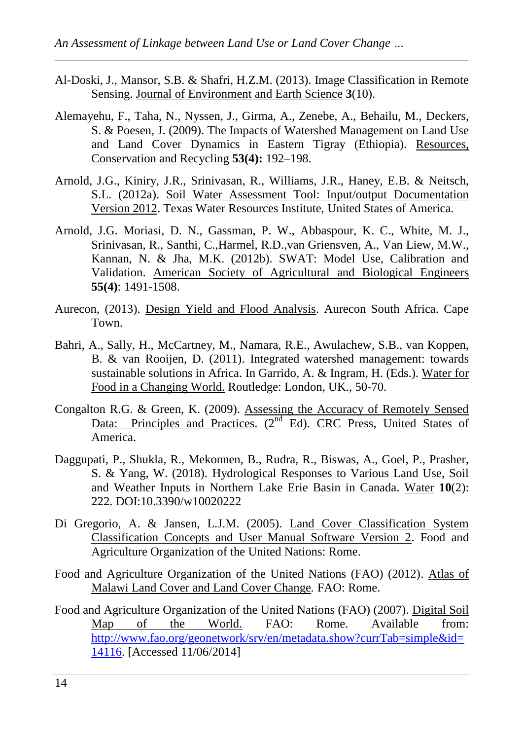Al-Doski, J., Mansor, S.B. & Shafri, H.Z.M. (2013). Image Classification in Remote Sensing. Journal of Environment and Earth Science **3**(10).

Alemayehu, F., Taha, N., Nyssen, J., Girma, A., Zenebe, A., Behailu, M., Deckers, S. & Poesen, J. (2009). The Impacts of Watershed Management on Land Use and Land Cover Dynamics in Eastern Tigray (Ethiopia). Resources, Conservation and Recycling **53(4):** 192–198.

Arnold, J.G., Kiniry, J.R., Srinivasan, R., Williams, J.R., Haney, E.B. & Neitsch, S.L. (2012a). Soil Water Assessment Tool: Input/output Documentation Version 2012. Texas Water Resources Institute, United States of America.

Arnold, J.G. Moriasi, D. N., Gassman, P. W., Abbaspour, K. C., White, M. J., Srinivasan, R., Santhi, C.,Harmel, R.D.,van Griensven, A., Van Liew, M.W., Kannan, N. & Jha, M.K. (2012b). SWAT: Model Use, Calibration and Validation. American Society of Agricultural and Biological Engineers **55(4)**: 1491-1508.

Aurecon, (2013). Design Yield and Flood Analysis. Aurecon South Africa. Cape Town.

Bahri, A., Sally, H., McCartney, M., Namara, R.E., Awulachew, S.B., van Koppen, B. & van Rooijen, D. (2011). Integrated watershed management: towards sustainable solutions in Africa. In Garrido, A. & Ingram, H. (Eds.). Water for Food in a Changing World. Routledge: London, UK., 50-70.

Congalton R.G. & Green, K. (2009). Assessing the Accuracy of Remotely Sensed Data: Principles and Practices. (2nd Ed). CRC Press, United States of America.

Daggupati, P., Shukla, R., Mekonnen, B., Rudra, R., Biswas, A., Goel, P., Prasher, S. & Yang, W. (2018). Hydrological Responses to Various Land Use, Soil and Weather Inputs in Northern Lake Erie Basin in Canada. Water **10**(2): 222. DOI:10.3390/w10020222

Di Gregorio, A. & Jansen, L.J.M. (2005). Land Cover Classification System Classification Concepts and User Manual Software Version 2. Food and Agriculture Organization of the United Nations: Rome.

Food and Agriculture Organization of the United Nations (FAO) (2012). Atlas of Malawi Land Cover and Land Cover Change*.* FAO: Rome.

Food and Agriculture Organization of the United Nations (FAO) (2007). Digital Soil Map of the World. FAO: Rome. Available from: http://www.fao.org/geonetwork/srv/en/metadata.show?currTab=simple&id=14116. [Accessed 11/06/2014]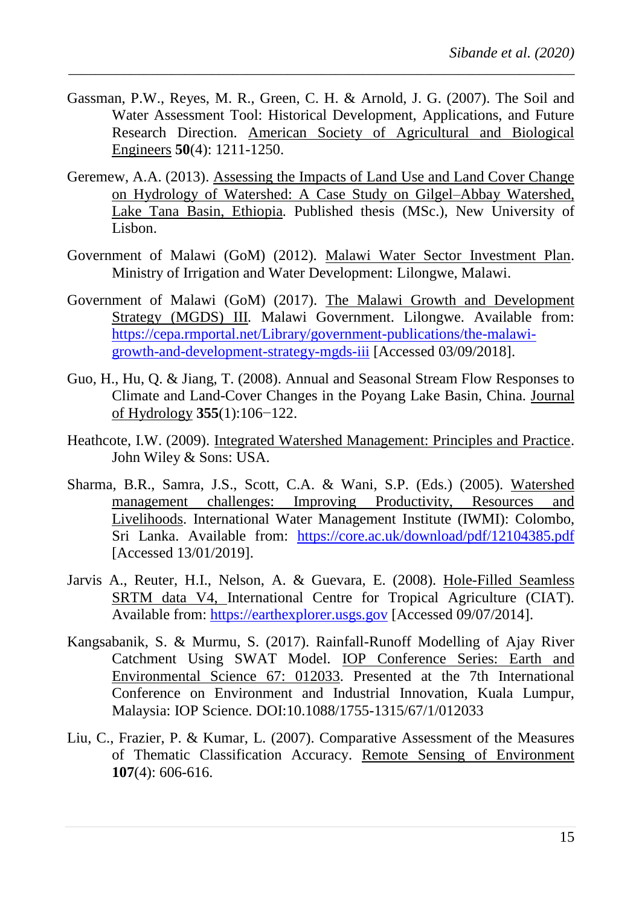Gassman, P.W., Reyes, M. R., Green, C. H. & Arnold, J. G. (2007). The Soil and Water Assessment Tool: Historical Development, Applications, and Future Research Direction. American Society of Agricultural and Biological Engineers **50**(4): 1211-1250.

Geremew, A.A. (2013). Assessing the Impacts of Land Use and Land Cover Change on Hydrology of Watershed: A Case Study on Gilgel–Abbay Watershed, Lake Tana Basin, Ethiopia. Published thesis (MSc.), New University of Lisbon.

Government of Malawi (GoM) (2012). Malawi Water Sector Investment Plan. Ministry of Irrigation and Water Development: Lilongwe, Malawi.

Government of Malawi (GoM) (2017). The Malawi Growth and Development Strategy (MGDS) III. Malawi Government. Lilongwe. Available from: https://cepa.rmportal.net/Library/government-publications/the-malawi-growth-and-development-strategy-mgds-iii [Accessed 03/09/2018].

Guo, H., Hu, Q. & Jiang, T. (2008). Annual and Seasonal Stream Flow Responses to Climate and Land-Cover Changes in the Poyang Lake Basin, China. Journal of Hydrology **355**(1):106−122.

Heathcote, I.W. (2009). Integrated Watershed Management: Principles and Practice. John Wiley & Sons: USA.

Sharma, B.R., Samra, J.S., Scott, C.A. & Wani, S.P. (Eds.) (2005). Watershed management challenges: Improving Productivity, Resources and Livelihoods. International Water Management Institute (IWMI): Colombo, Sri Lanka. Available from: https://core.ac.uk/download/pdf/12104385.pdf [Accessed 13/01/2019].

Jarvis A., Reuter, H.I., Nelson, A. & Guevara, E. (2008). Hole-Filled Seamless SRTM data V4, International Centre for Tropical Agriculture (CIAT). Available from: https://earthexplorer.usgs.gov [Accessed 09/07/2014].

Kangsabanik, S. & Murmu, S. (2017). Rainfall-Runoff Modelling of Ajay River Catchment Using SWAT Model. IOP Conference Series: Earth and Environmental Science 67: 012033. Presented at the 7th International Conference on Environment and Industrial Innovation, Kuala Lumpur, Malaysia: IOP Science. DOI:10.1088/1755-1315/67/1/012033

Liu, C., Frazier, P. & Kumar, L. (2007). Comparative Assessment of the Measures of Thematic Classification Accuracy. Remote Sensing of Environment **107**(4): 606-616.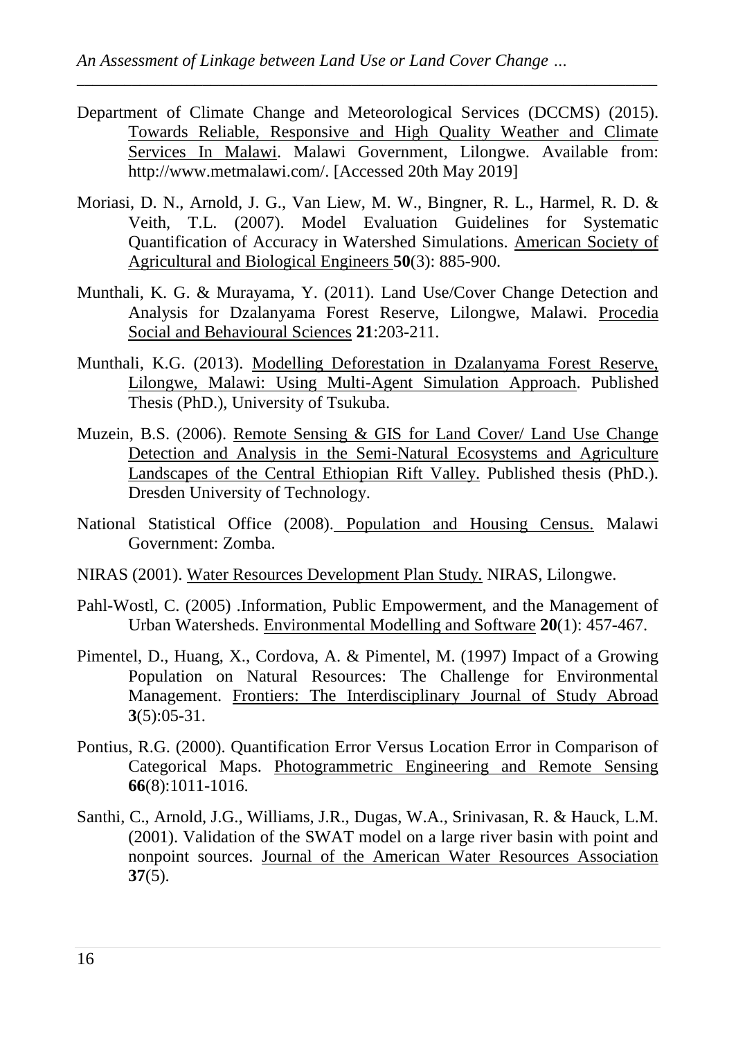Department of Climate Change and Meteorological Services (DCCMS) (2015). Towards Reliable, Responsive and High Quality Weather and Climate Services In Malawi. Malawi Government, Lilongwe. Available from: http://www.metmalawi.com/. [Accessed 20th May 2019]

Moriasi, D. N., Arnold, J. G., Van Liew, M. W., Bingner, R. L., Harmel, R. D. & Veith, T.L. (2007). Model Evaluation Guidelines for Systematic Quantification of Accuracy in Watershed Simulations. American Society of Agricultural and Biological Engineers **50**(3): 885-900.

Munthali, K. G. & Murayama, Y. (2011). Land Use/Cover Change Detection and Analysis for Dzalanyama Forest Reserve, Lilongwe, Malawi. Procedia Social and Behavioural Sciences **21**:203-211.

Munthali, K.G. (2013). Modelling Deforestation in Dzalanyama Forest Reserve, Lilongwe, Malawi: Using Multi-Agent Simulation Approach. Published Thesis (PhD.), University of Tsukuba.

Muzein, B.S. (2006). Remote Sensing & GIS for Land Cover/ Land Use Change Detection and Analysis in the Semi-Natural Ecosystems and Agriculture Landscapes of the Central Ethiopian Rift Valley. Published thesis (PhD.). Dresden University of Technology.

National Statistical Office (2008). Population and Housing Census. Malawi Government: Zomba.

NIRAS (2001). Water Resources Development Plan Study. NIRAS, Lilongwe.

Pahl-Wostl, C. (2005) .Information, Public Empowerment, and the Management of Urban Watersheds. Environmental Modelling and Software **20**(1): 457-467.

Pimentel, D., Huang, X., Cordova, A. & Pimentel, M. (1997) Impact of a Growing Population on Natural Resources: The Challenge for Environmental Management. Frontiers: The Interdisciplinary Journal of Study Abroad **3**(5):05-31.

Pontius, R.G. (2000). Quantification Error Versus Location Error in Comparison of Categorical Maps. Photogrammetric Engineering and Remote Sensing **66**(8):1011-1016.

Santhi, C., Arnold, J.G., Williams, J.R., Dugas, W.A., Srinivasan, R. & Hauck, L.M. (2001). Validation of the SWAT model on a large river basin with point and nonpoint sources. Journal of the American Water Resources Association **37**(5).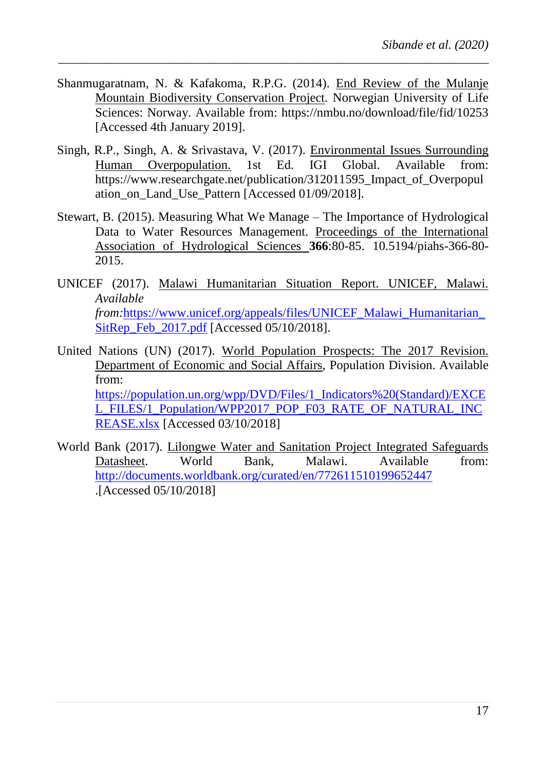Shanmugaratnam, N. & Kafakoma, R.P.G. (2014). End Review of the Mulanje Mountain Biodiversity Conservation Project. Norwegian University of Life Sciences: Norway. Available from: https://nmbu.no/download/file/fid/10253 [Accessed 4th January 2019].

Singh, R.P., Singh, A. & Srivastava, V. (2017). Environmental Issues Surrounding Human Overpopulation. 1st Ed. IGI Global. Available from: https://www.researchgate.net/publication/312011595_Impact_of_Overpopulation_on_Land_Use_Pattern [Accessed 01/09/2018].

Stewart, B. (2015). Measuring What We Manage – The Importance of Hydrological Data to Water Resources Management. Proceedings of the International Association of Hydrological Sciences **366**:80-85. 10.5194/piahs-366-80-2015.

UNICEF (2017). Malawi Humanitarian Situation Report. UNICEF, Malawi. *Available from:*https://www.unicef.org/appeals/files/UNICEF_Malawi_Humanitarian_SitRep_Feb_2017.pdf [Accessed 05/10/2018].

United Nations (UN) (2017). World Population Prospects: The 2017 Revision. Department of Economic and Social Affairs, Population Division. Available from: https://population.un.org/wpp/DVD/Files/1_Indicators%20(Standard)/EXCEL_FILES/1_Population/WPP2017_POP_F03_RATE_OF_NATURAL_INCREASE.xlsx [Accessed 03/10/2018]

World Bank (2017). Lilongwe Water and Sanitation Project Integrated Safeguards Datasheet. World Bank, Malawi. Available from: http://documents.worldbank.org/curated/en/772611510199652447 .[Accessed 05/10/2018]